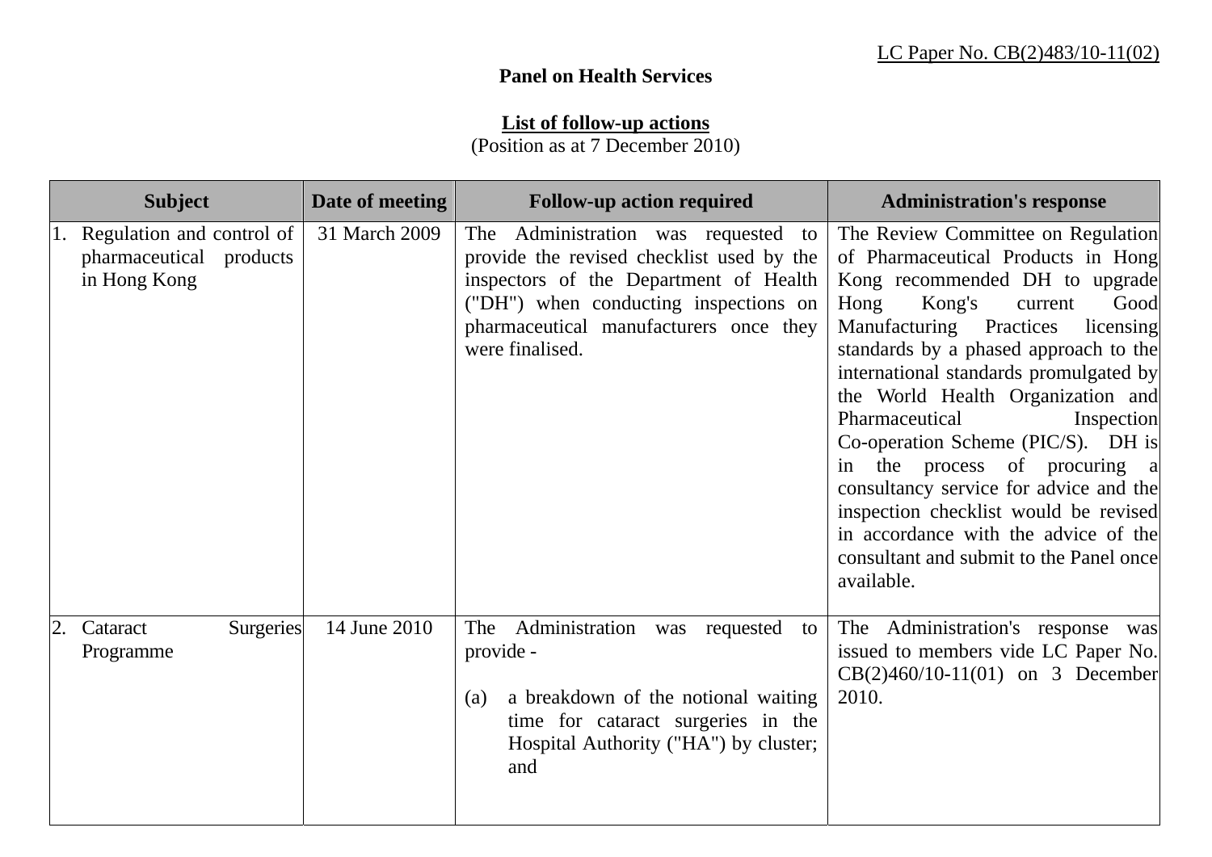LC Paper No. CB(2)483/10-11(02)

**Panel on Health Services**

**List of follow-up actions**
(Position as at 7 December 2010)

| Subject | Date of meeting | Follow-up action required | Administration's response |
|---|---|---|---|
| 1. Regulation and control of pharmaceutical products in Hong Kong | 31 March 2009 | The Administration was requested to provide the revised checklist used by the inspectors of the Department of Health ("DH") when conducting inspections on pharmaceutical manufacturers once they were finalised. | The Review Committee on Regulation of Pharmaceutical Products in Hong Kong recommended DH to upgrade Hong Kong's current Good Manufacturing Practices licensing standards by a phased approach to the international standards promulgated by the World Health Organization and Pharmaceutical Inspection Co-operation Scheme (PIC/S). DH is in the process of procuring a consultancy service for advice and the inspection checklist would be revised in accordance with the advice of the consultant and submit to the Panel once available. |
| 2. Cataract Surgeries Programme | 14 June 2010 | The Administration was requested to provide -<br><br>(a) a breakdown of the notional waiting time for cataract surgeries in the Hospital Authority ("HA") by cluster; and | The Administration's response was issued to members vide LC Paper No. CB(2)460/10-11(01) on 3 December 2010. |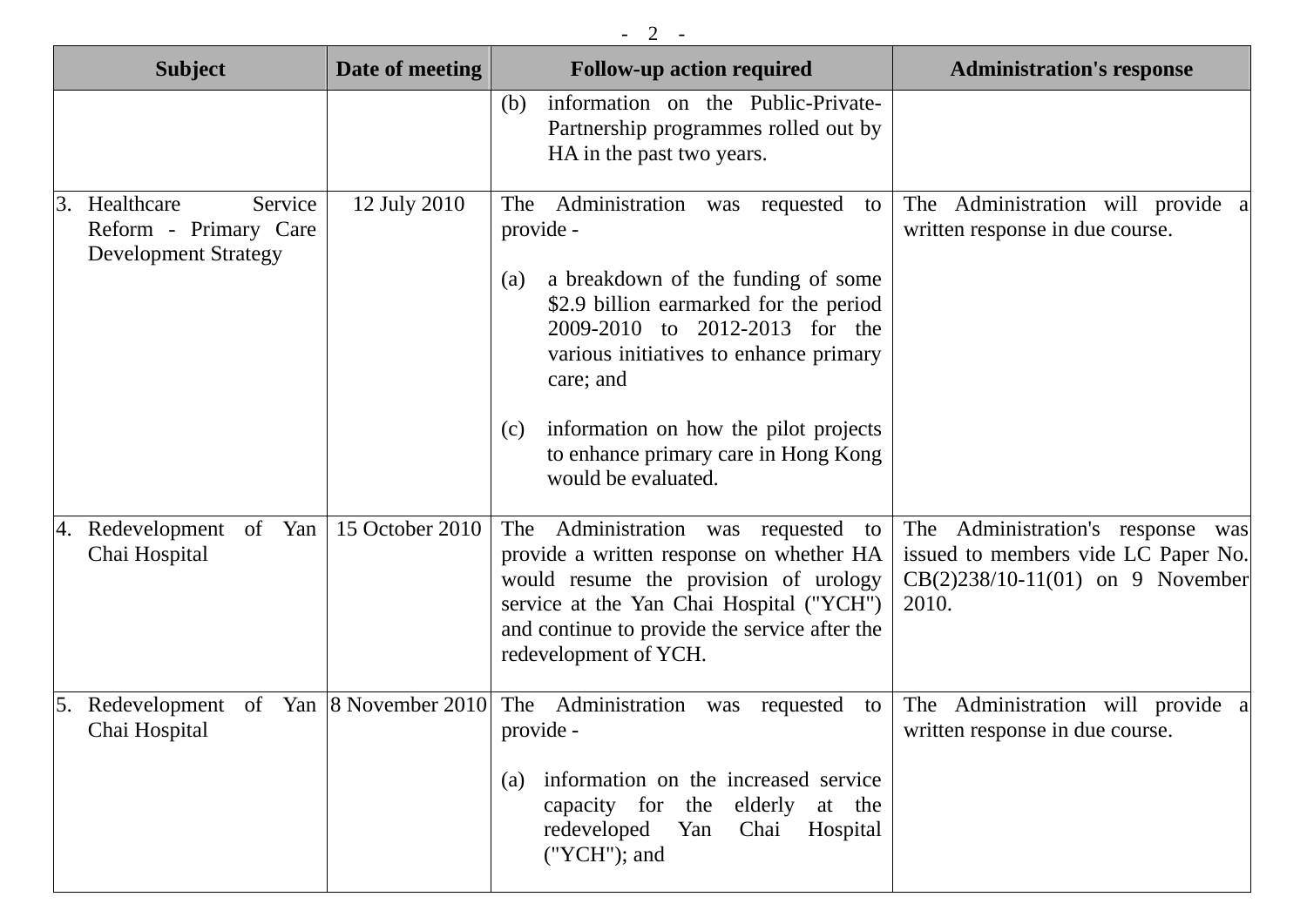| Subject | Date of meeting | Follow-up action required | Administration's response |
|---|---|---|---|
| | | (b) information on the Public-Private-Partnership programmes rolled out by HA in the past two years. | |
| 3. Healthcare Service Reform - Primary Care Development Strategy | 12 July 2010 | The Administration was requested to provide -<br><br>(a) a breakdown of the funding of some $2.9 billion earmarked for the period 2009-2010 to 2012-2013 for the various initiatives to enhance primary care; and<br><br>(c) information on how the pilot projects to enhance primary care in Hong Kong would be evaluated. | The Administration will provide a written response in due course. |
| 4. Redevelopment of Yan Chai Hospital | 15 October 2010 | The Administration was requested to provide a written response on whether HA would resume the provision of urology service at the Yan Chai Hospital ("YCH") and continue to provide the service after the redevelopment of YCH. | The Administration's response was issued to members vide LC Paper No. CB(2)238/10-11(01) on 9 November 2010. |
| 5. Redevelopment of Yan Chai Hospital | 8 November 2010 | The Administration was requested to provide -<br><br>(a) information on the increased service capacity for the elderly at the redeveloped Yan Chai Hospital ("YCH"); and | The Administration will provide a written response in due course. |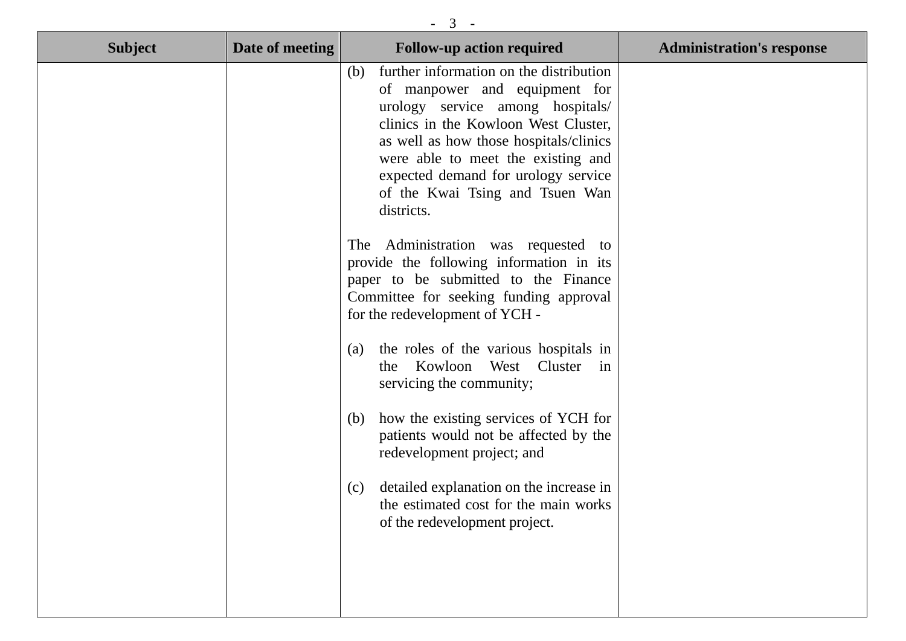| Subject | Date of meeting | Follow-up action required | Administration's response |
|---|---|---|---|
| | | (b) further information on the distribution of manpower and equipment for urology service among hospitals/ clinics in the Kowloon West Cluster, as well as how those hospitals/clinics were able to meet the existing and expected demand for urology service of the Kwai Tsing and Tsuen Wan districts.<br><br>The Administration was requested to provide the following information in its paper to be submitted to the Finance Committee for seeking funding approval for the redevelopment of YCH -<br><br>(a) the roles of the various hospitals in the Kowloon West Cluster in servicing the community;<br><br>(b) how the existing services of YCH for patients would not be affected by the redevelopment project; and<br><br>(c) detailed explanation on the increase in the estimated cost for the main works of the redevelopment project. | |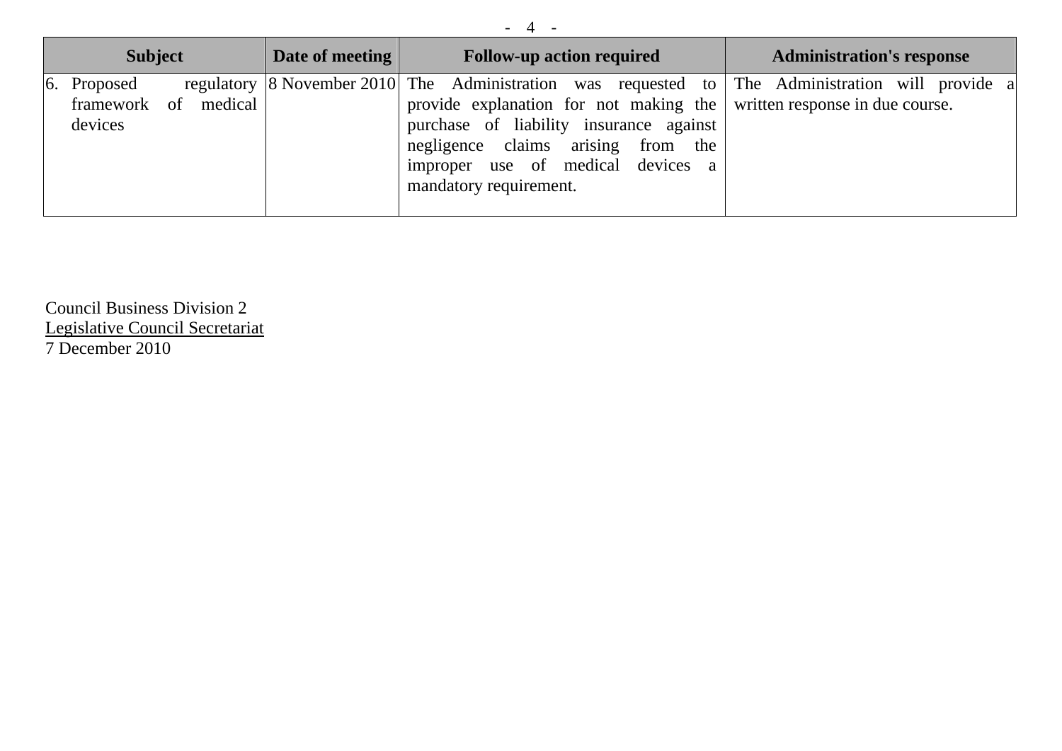| Subject | Date of meeting | Follow-up action required | Administration's response |
|---|---|---|---|
| 6. Proposed regulatory framework of medical devices | 8 November 2010 | The Administration was requested to provide explanation for not making the purchase of liability insurance against negligence claims arising from the improper use of medical devices a mandatory requirement. | The Administration will provide a written response in due course. |

Council Business Division 2
Legislative Council Secretariat
7 December 2010